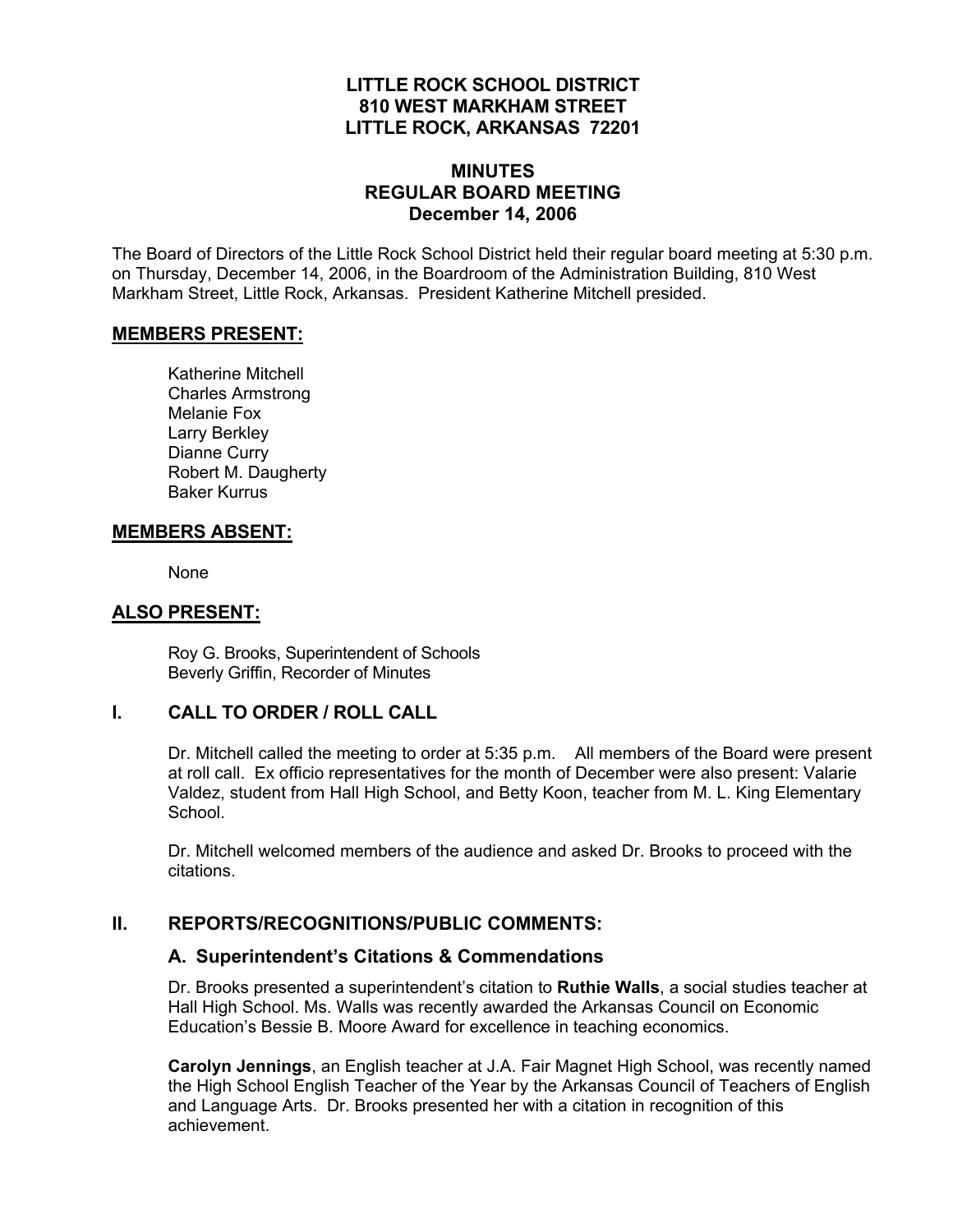# LITTLE ROCK SCHOOL DISTRICT
## 810 WEST MARKHAM STREET
## LITTLE ROCK, ARKANSAS 72201

## MINUTES
## REGULAR BOARD MEETING
## December 14, 2006

The Board of Directors of the Little Rock School District held their regular board meeting at 5:30 p.m. on Thursday, December 14, 2006, in the Boardroom of the Administration Building, 810 West Markham Street, Little Rock, Arkansas. President Katherine Mitchell presided.

### MEMBERS PRESENT:

Katherine Mitchell
Charles Armstrong
Melanie Fox
Larry Berkley
Dianne Curry
Robert M. Daugherty
Baker Kurrus

### MEMBERS ABSENT:

None

### ALSO PRESENT:

Roy G. Brooks, Superintendent of Schools
Beverly Griffin, Recorder of Minutes

## I. CALL TO ORDER / ROLL CALL

Dr. Mitchell called the meeting to order at 5:35 p.m. All members of the Board were present at roll call. Ex officio representatives for the month of December were also present: Valarie Valdez, student from Hall High School, and Betty Koon, teacher from M. L. King Elementary School.

Dr. Mitchell welcomed members of the audience and asked Dr. Brooks to proceed with the citations.

## II. REPORTS/RECOGNITIONS/PUBLIC COMMENTS:

### A. Superintendent's Citations & Commendations

Dr. Brooks presented a superintendent's citation to **Ruthie Walls**, a social studies teacher at Hall High School. Ms. Walls was recently awarded the Arkansas Council on Economic Education's Bessie B. Moore Award for excellence in teaching economics.

**Carolyn Jennings**, an English teacher at J.A. Fair Magnet High School, was recently named the High School English Teacher of the Year by the Arkansas Council of Teachers of English and Language Arts. Dr. Brooks presented her with a citation in recognition of this achievement.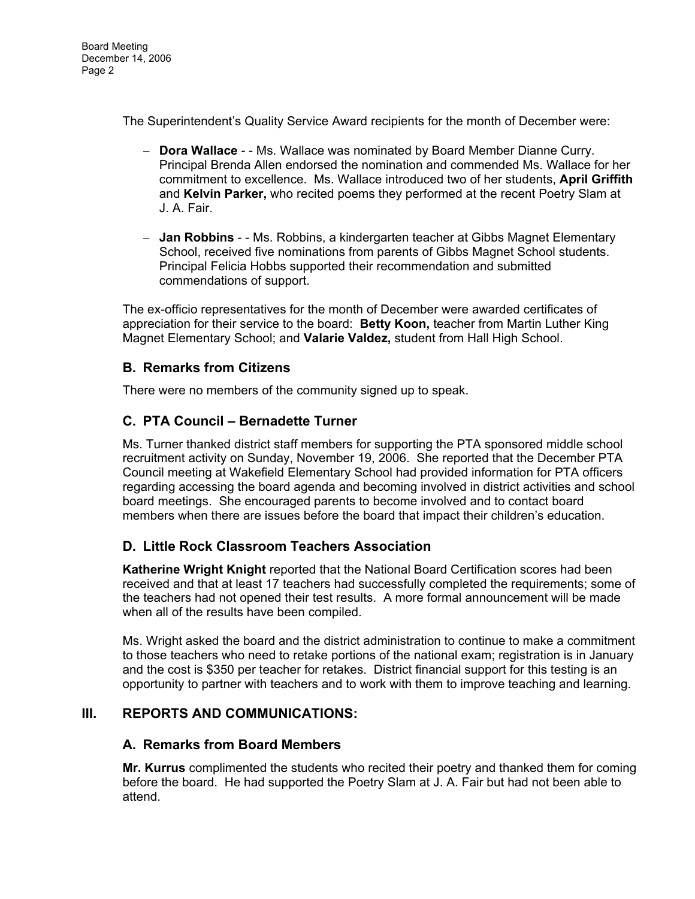The Superintendent's Quality Service Award recipients for the month of December were:

- **Dora Wallace** - - Ms. Wallace was nominated by Board Member Dianne Curry. Principal Brenda Allen endorsed the nomination and commended Ms. Wallace for her commitment to excellence. Ms. Wallace introduced two of her students, **April Griffith** and **Kelvin Parker,** who recited poems they performed at the recent Poetry Slam at J. A. Fair.

- **Jan Robbins** - - Ms. Robbins, a kindergarten teacher at Gibbs Magnet Elementary School, received five nominations from parents of Gibbs Magnet School students. Principal Felicia Hobbs supported their recommendation and submitted commendations of support.

The ex-officio representatives for the month of December were awarded certificates of appreciation for their service to the board: **Betty Koon,** teacher from Martin Luther King Magnet Elementary School; and **Valarie Valdez,** student from Hall High School.

## B. Remarks from Citizens

There were no members of the community signed up to speak.

## C. PTA Council – Bernadette Turner

Ms. Turner thanked district staff members for supporting the PTA sponsored middle school recruitment activity on Sunday, November 19, 2006. She reported that the December PTA Council meeting at Wakefield Elementary School had provided information for PTA officers regarding accessing the board agenda and becoming involved in district activities and school board meetings. She encouraged parents to become involved and to contact board members when there are issues before the board that impact their children's education.

## D. Little Rock Classroom Teachers Association

**Katherine Wright Knight** reported that the National Board Certification scores had been received and that at least 17 teachers had successfully completed the requirements; some of the teachers had not opened their test results. A more formal announcement will be made when all of the results have been compiled.

Ms. Wright asked the board and the district administration to continue to make a commitment to those teachers who need to retake portions of the national exam; registration is in January and the cost is $350 per teacher for retakes. District financial support for this testing is an opportunity to partner with teachers and to work with them to improve teaching and learning.

# III. REPORTS AND COMMUNICATIONS:

## A. Remarks from Board Members

**Mr. Kurrus** complimented the students who recited their poetry and thanked them for coming before the board. He had supported the Poetry Slam at J. A. Fair but had not been able to attend.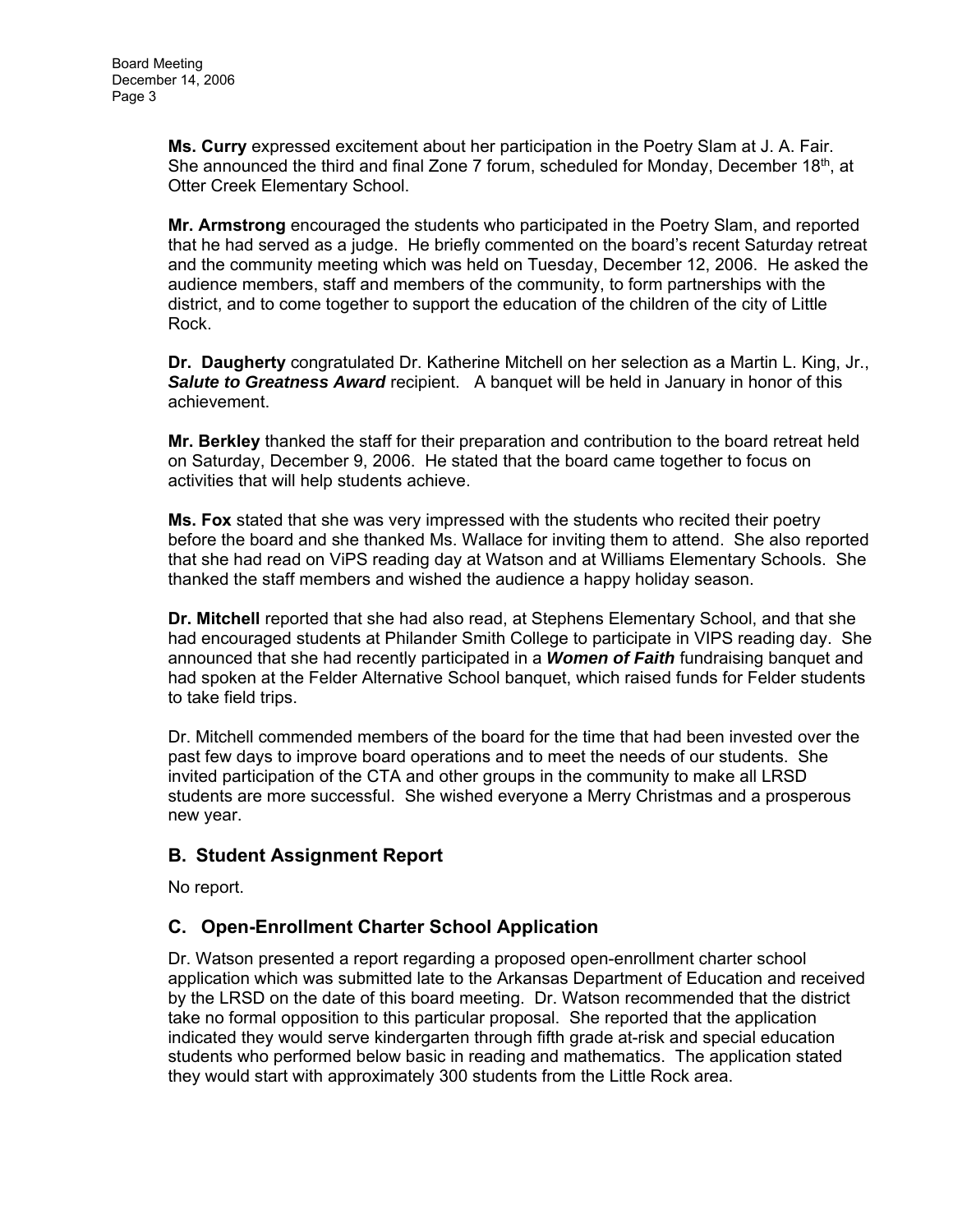**Ms. Curry** expressed excitement about her participation in the Poetry Slam at J. A. Fair. She announced the third and final Zone 7 forum, scheduled for Monday, December 18th, at Otter Creek Elementary School.

**Mr. Armstrong** encouraged the students who participated in the Poetry Slam, and reported that he had served as a judge. He briefly commented on the board's recent Saturday retreat and the community meeting which was held on Tuesday, December 12, 2006. He asked the audience members, staff and members of the community, to form partnerships with the district, and to come together to support the education of the children of the city of Little Rock.

**Dr. Daugherty** congratulated Dr. Katherine Mitchell on her selection as a Martin L. King, Jr., ***Salute to Greatness Award*** recipient. A banquet will be held in January in honor of this achievement.

**Mr. Berkley** thanked the staff for their preparation and contribution to the board retreat held on Saturday, December 9, 2006. He stated that the board came together to focus on activities that will help students achieve.

**Ms. Fox** stated that she was very impressed with the students who recited their poetry before the board and she thanked Ms. Wallace for inviting them to attend. She also reported that she had read on ViPS reading day at Watson and at Williams Elementary Schools. She thanked the staff members and wished the audience a happy holiday season.

**Dr. Mitchell** reported that she had also read, at Stephens Elementary School, and that she had encouraged students at Philander Smith College to participate in VIPS reading day. She announced that she had recently participated in a ***Women of Faith*** fundraising banquet and had spoken at the Felder Alternative School banquet, which raised funds for Felder students to take field trips.

Dr. Mitchell commended members of the board for the time that had been invested over the past few days to improve board operations and to meet the needs of our students. She invited participation of the CTA and other groups in the community to make all LRSD students are more successful. She wished everyone a Merry Christmas and a prosperous new year.

## B. Student Assignment Report

No report.

## C. Open-Enrollment Charter School Application

Dr. Watson presented a report regarding a proposed open-enrollment charter school application which was submitted late to the Arkansas Department of Education and received by the LRSD on the date of this board meeting. Dr. Watson recommended that the district take no formal opposition to this particular proposal. She reported that the application indicated they would serve kindergarten through fifth grade at-risk and special education students who performed below basic in reading and mathematics. The application stated they would start with approximately 300 students from the Little Rock area.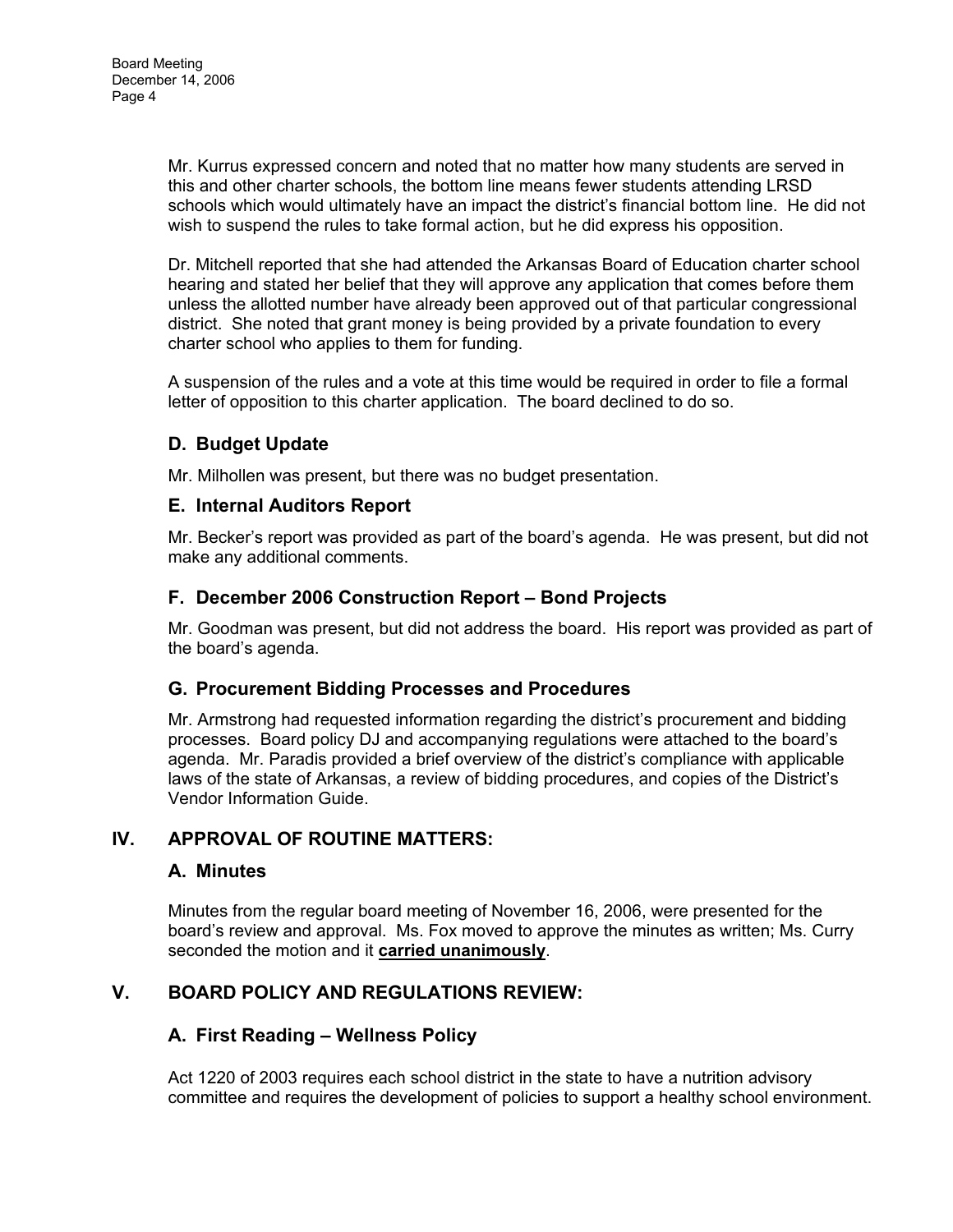Mr. Kurrus expressed concern and noted that no matter how many students are served in this and other charter schools, the bottom line means fewer students attending LRSD schools which would ultimately have an impact the district's financial bottom line. He did not wish to suspend the rules to take formal action, but he did express his opposition.

Dr. Mitchell reported that she had attended the Arkansas Board of Education charter school hearing and stated her belief that they will approve any application that comes before them unless the allotted number have already been approved out of that particular congressional district. She noted that grant money is being provided by a private foundation to every charter school who applies to them for funding.

A suspension of the rules and a vote at this time would be required in order to file a formal letter of opposition to this charter application. The board declined to do so.

### D. Budget Update

Mr. Milhollen was present, but there was no budget presentation.

### E. Internal Auditors Report

Mr. Becker's report was provided as part of the board's agenda. He was present, but did not make any additional comments.

### F. December 2006 Construction Report – Bond Projects

Mr. Goodman was present, but did not address the board. His report was provided as part of the board's agenda.

### G. Procurement Bidding Processes and Procedures

Mr. Armstrong had requested information regarding the district's procurement and bidding processes. Board policy DJ and accompanying regulations were attached to the board's agenda. Mr. Paradis provided a brief overview of the district's compliance with applicable laws of the state of Arkansas, a review of bidding procedures, and copies of the District's Vendor Information Guide.

## IV. APPROVAL OF ROUTINE MATTERS:

### A. Minutes

Minutes from the regular board meeting of November 16, 2006, were presented for the board's review and approval. Ms. Fox moved to approve the minutes as written; Ms. Curry seconded the motion and it **carried unanimously**.

## V. BOARD POLICY AND REGULATIONS REVIEW:

### A. First Reading – Wellness Policy

Act 1220 of 2003 requires each school district in the state to have a nutrition advisory committee and requires the development of policies to support a healthy school environment.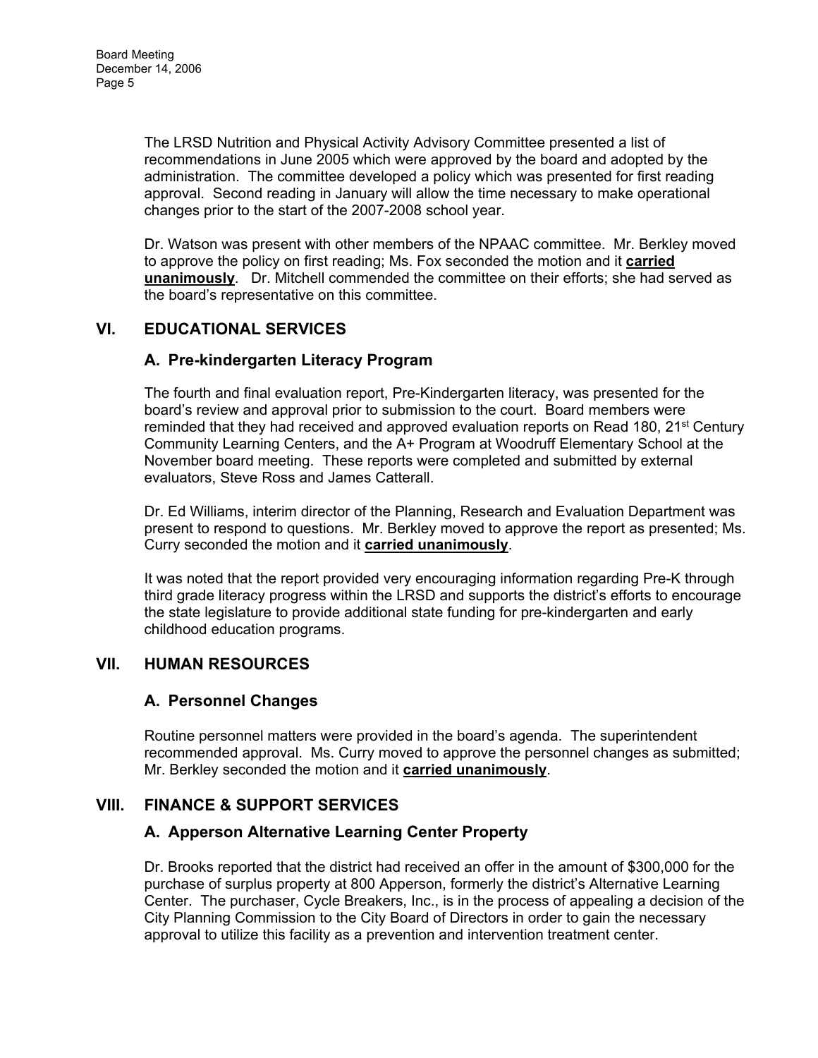The LRSD Nutrition and Physical Activity Advisory Committee presented a list of recommendations in June 2005 which were approved by the board and adopted by the administration. The committee developed a policy which was presented for first reading approval. Second reading in January will allow the time necessary to make operational changes prior to the start of the 2007-2008 school year.

Dr. Watson was present with other members of the NPAAC committee. Mr. Berkley moved to approve the policy on first reading; Ms. Fox seconded the motion and it **carried unanimously**. Dr. Mitchell commended the committee on their efforts; she had served as the board's representative on this committee.

## VI. EDUCATIONAL SERVICES

### A. Pre-kindergarten Literacy Program

The fourth and final evaluation report, Pre-Kindergarten literacy, was presented for the board's review and approval prior to submission to the court. Board members were reminded that they had received and approved evaluation reports on Read 180, 21st Century Community Learning Centers, and the A+ Program at Woodruff Elementary School at the November board meeting. These reports were completed and submitted by external evaluators, Steve Ross and James Catterall.

Dr. Ed Williams, interim director of the Planning, Research and Evaluation Department was present to respond to questions. Mr. Berkley moved to approve the report as presented; Ms. Curry seconded the motion and it **carried unanimously**.

It was noted that the report provided very encouraging information regarding Pre-K through third grade literacy progress within the LRSD and supports the district's efforts to encourage the state legislature to provide additional state funding for pre-kindergarten and early childhood education programs.

## VII. HUMAN RESOURCES

### A. Personnel Changes

Routine personnel matters were provided in the board's agenda. The superintendent recommended approval. Ms. Curry moved to approve the personnel changes as submitted; Mr. Berkley seconded the motion and it **carried unanimously**.

## VIII. FINANCE & SUPPORT SERVICES

### A. Apperson Alternative Learning Center Property

Dr. Brooks reported that the district had received an offer in the amount of $300,000 for the purchase of surplus property at 800 Apperson, formerly the district's Alternative Learning Center. The purchaser, Cycle Breakers, Inc., is in the process of appealing a decision of the City Planning Commission to the City Board of Directors in order to gain the necessary approval to utilize this facility as a prevention and intervention treatment center.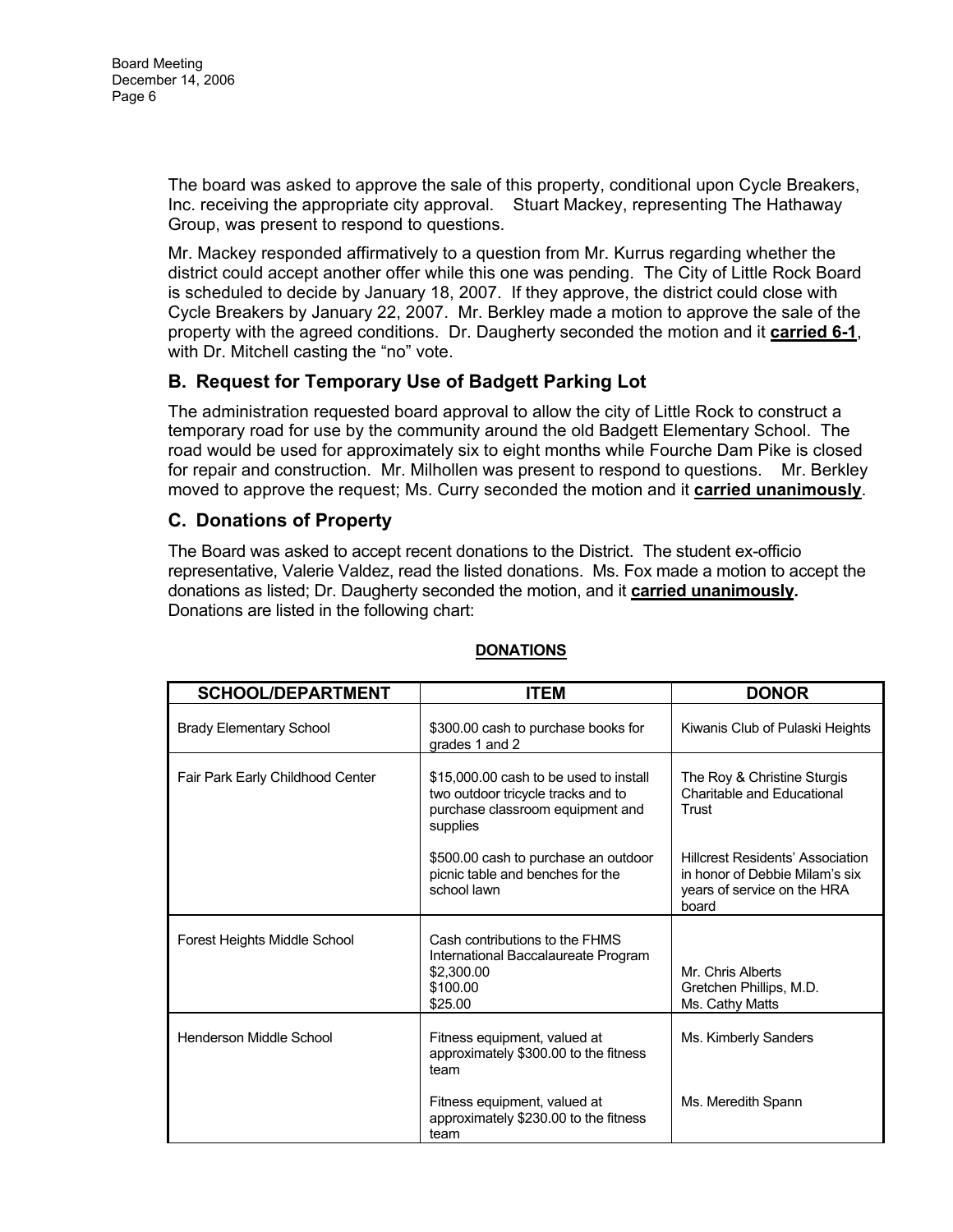The board was asked to approve the sale of this property, conditional upon Cycle Breakers, Inc. receiving the appropriate city approval. Stuart Mackey, representing The Hathaway Group, was present to respond to questions.

Mr. Mackey responded affirmatively to a question from Mr. Kurrus regarding whether the district could accept another offer while this one was pending. The City of Little Rock Board is scheduled to decide by January 18, 2007. If they approve, the district could close with Cycle Breakers by January 22, 2007. Mr. Berkley made a motion to approve the sale of the property with the agreed conditions. Dr. Daugherty seconded the motion and it **carried 6-1**, with Dr. Mitchell casting the "no" vote.

## B. Request for Temporary Use of Badgett Parking Lot

The administration requested board approval to allow the city of Little Rock to construct a temporary road for use by the community around the old Badgett Elementary School. The road would be used for approximately six to eight months while Fourche Dam Pike is closed for repair and construction. Mr. Milhollen was present to respond to questions. Mr. Berkley moved to approve the request; Ms. Curry seconded the motion and it **carried unanimously**.

## C. Donations of Property

The Board was asked to accept recent donations to the District. The student ex-officio representative, Valerie Valdez, read the listed donations. Ms. Fox made a motion to accept the donations as listed; Dr. Daugherty seconded the motion, and it **carried unanimously.** Donations are listed in the following chart:

**DONATIONS**

| SCHOOL/DEPARTMENT | ITEM | DONOR |
|---|---|---|
| Brady Elementary School | $300.00 cash to purchase books for grades 1 and 2 | Kiwanis Club of Pulaski Heights |
| Fair Park Early Childhood Center | $15,000.00 cash to be used to install two outdoor tricycle tracks and to purchase classroom equipment and supplies | The Roy & Christine Sturgis Charitable and Educational Trust |
| | $500.00 cash to purchase an outdoor picnic table and benches for the school lawn | Hillcrest Residents' Association in honor of Debbie Milam's six years of service on the HRA board |
| Forest Heights Middle School | Cash contributions to the FHMS International Baccalaureate Program<br>$2,300.00<br>$100.00<br>$25.00 | <br><br>Mr. Chris Alberts<br>Gretchen Phillips, M.D.<br>Ms. Cathy Matts |
| Henderson Middle School | Fitness equipment, valued at approximately $300.00 to the fitness team | Ms. Kimberly Sanders |
| | Fitness equipment, valued at approximately $230.00 to the fitness team | Ms. Meredith Spann |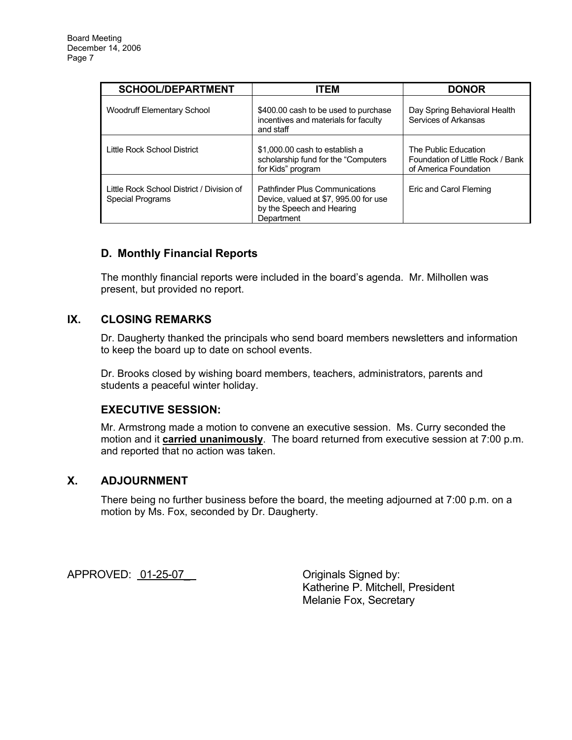| SCHOOL/DEPARTMENT | ITEM | DONOR |
|---|---|---|
| Woodruff Elementary School | $400.00 cash to be used to purchase incentives and materials for faculty and staff | Day Spring Behavioral Health Services of Arkansas |
| Little Rock School District | $1,000.00 cash to establish a scholarship fund for the "Computers for Kids" program | The Public Education Foundation of Little Rock / Bank of America Foundation |
| Little Rock School District / Division of Special Programs | Pathfinder Plus Communications Device, valued at $7, 995.00 for use by the Speech and Hearing Department | Eric and Carol Fleming |

### D. Monthly Financial Reports

The monthly financial reports were included in the board's agenda. Mr. Milhollen was present, but provided no report.

## IX. CLOSING REMARKS

Dr. Daugherty thanked the principals who send board members newsletters and information to keep the board up to date on school events.

Dr. Brooks closed by wishing board members, teachers, administrators, parents and students a peaceful winter holiday.

### EXECUTIVE SESSION:

Mr. Armstrong made a motion to convene an executive session. Ms. Curry seconded the motion and it **carried unanimously**. The board returned from executive session at 7:00 p.m. and reported that no action was taken.

## X. ADJOURNMENT

There being no further business before the board, the meeting adjourned at 7:00 p.m. on a motion by Ms. Fox, seconded by Dr. Daugherty.

APPROVED: 01-25-07

Originals Signed by:
Katherine P. Mitchell, President
Melanie Fox, Secretary